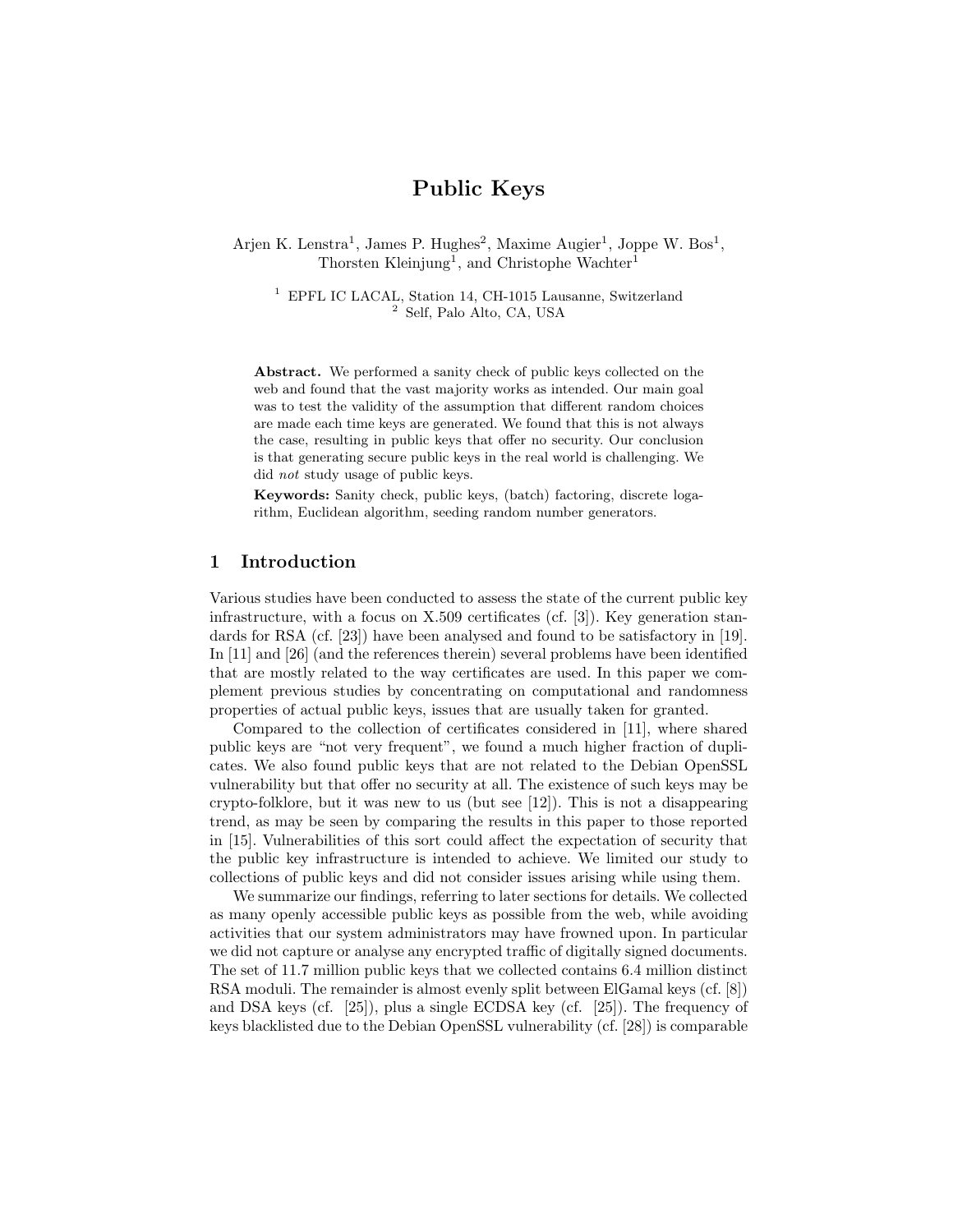# Public Keys

Arjen K. Lenstra[1], James P. Hughes[2], Maxime Augier[1], Joppe W. Bos[1], Thorsten Kleinjung[1], and Christophe Wachter[1]

[1] EPFL IC LACAL, Station 14, CH-1015 Lausanne, Switzerland
[2] Self, Palo Alto, CA, USA

**Abstract.** We performed a sanity check of public keys collected on the web and found that the vast majority works as intended. Our main goal was to test the validity of the assumption that different random choices are made each time keys are generated. We found that this is not always the case, resulting in public keys that offer no security. Our conclusion is that generating secure public keys in the real world is challenging. We did *not* study usage of public keys.

**Keywords:** Sanity check, public keys, (batch) factoring, discrete logarithm, Euclidean algorithm, seeding random number generators.

## 1 Introduction

Various studies have been conducted to assess the state of the current public key infrastructure, with a focus on X.509 certificates (cf. [3]). Key generation standards for RSA (cf. [23]) have been analysed and found to be satisfactory in [19]. In [11] and [26] (and the references therein) several problems have been identified that are mostly related to the way certificates are used. In this paper we complement previous studies by concentrating on computational and randomness properties of actual public keys, issues that are usually taken for granted.

Compared to the collection of certificates considered in [11], where shared public keys are "not very frequent", we found a much higher fraction of duplicates. We also found public keys that are not related to the Debian OpenSSL vulnerability but that offer no security at all. The existence of such keys may be crypto-folklore, but it was new to us (but see [12]). This is not a disappearing trend, as may be seen by comparing the results in this paper to those reported in [15]. Vulnerabilities of this sort could affect the expectation of security that the public key infrastructure is intended to achieve. We limited our study to collections of public keys and did not consider issues arising while using them.

We summarize our findings, referring to later sections for details. We collected as many openly accessible public keys as possible from the web, while avoiding activities that our system administrators may have frowned upon. In particular we did not capture or analyse any encrypted traffic of digitally signed documents. The set of 11.7 million public keys that we collected contains 6.4 million distinct RSA moduli. The remainder is almost evenly split between ElGamal keys (cf. [8]) and DSA keys (cf. [25]), plus a single ECDSA key (cf. [25]). The frequency of keys blacklisted due to the Debian OpenSSL vulnerability (cf. [28]) is comparable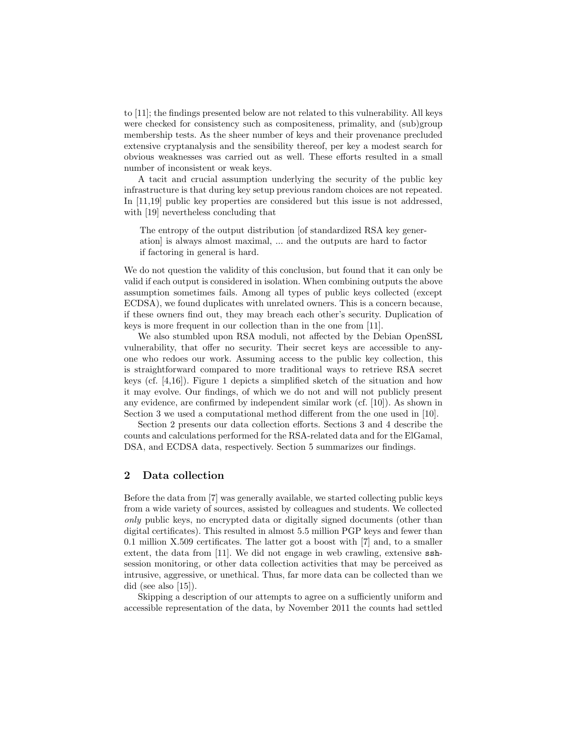to [11]; the findings presented below are not related to this vulnerability. All keys were checked for consistency such as compositeness, primality, and (sub)group membership tests. As the sheer number of keys and their provenance precluded extensive cryptanalysis and the sensibility thereof, per key a modest search for obvious weaknesses was carried out as well. These efforts resulted in a small number of inconsistent or weak keys.

A tacit and crucial assumption underlying the security of the public key infrastructure is that during key setup previous random choices are not repeated. In [11,19] public key properties are considered but this issue is not addressed, with [19] nevertheless concluding that

> The entropy of the output distribution [of standardized RSA key generation] is always almost maximal, ... and the outputs are hard to factor if factoring in general is hard.

We do not question the validity of this conclusion, but found that it can only be valid if each output is considered in isolation. When combining outputs the above assumption sometimes fails. Among all types of public keys collected (except ECDSA), we found duplicates with unrelated owners. This is a concern because, if these owners find out, they may breach each other's security. Duplication of keys is more frequent in our collection than in the one from [11].

We also stumbled upon RSA moduli, not affected by the Debian OpenSSL vulnerability, that offer no security. Their secret keys are accessible to anyone who redoes our work. Assuming access to the public key collection, this is straightforward compared to more traditional ways to retrieve RSA secret keys (cf. [4,16]). Figure 1 depicts a simplified sketch of the situation and how it may evolve. Our findings, of which we do not and will not publicly present any evidence, are confirmed by independent similar work (cf. [10]). As shown in Section 3 we used a computational method different from the one used in [10].

Section 2 presents our data collection efforts. Sections 3 and 4 describe the counts and calculations performed for the RSA-related data and for the ElGamal, DSA, and ECDSA data, respectively. Section 5 summarizes our findings.

## 2 Data collection

Before the data from [7] was generally available, we started collecting public keys from a wide variety of sources, assisted by colleagues and students. We collected *only* public keys, no encrypted data or digitally signed documents (other than digital certificates). This resulted in almost 5.5 million PGP keys and fewer than 0.1 million X.509 certificates. The latter got a boost with [7] and, to a smaller extent, the data from [11]. We did not engage in web crawling, extensive `ssh`-session monitoring, or other data collection activities that may be perceived as intrusive, aggressive, or unethical. Thus, far more data can be collected than we did (see also [15]).

Skipping a description of our attempts to agree on a sufficiently uniform and accessible representation of the data, by November 2011 the counts had settled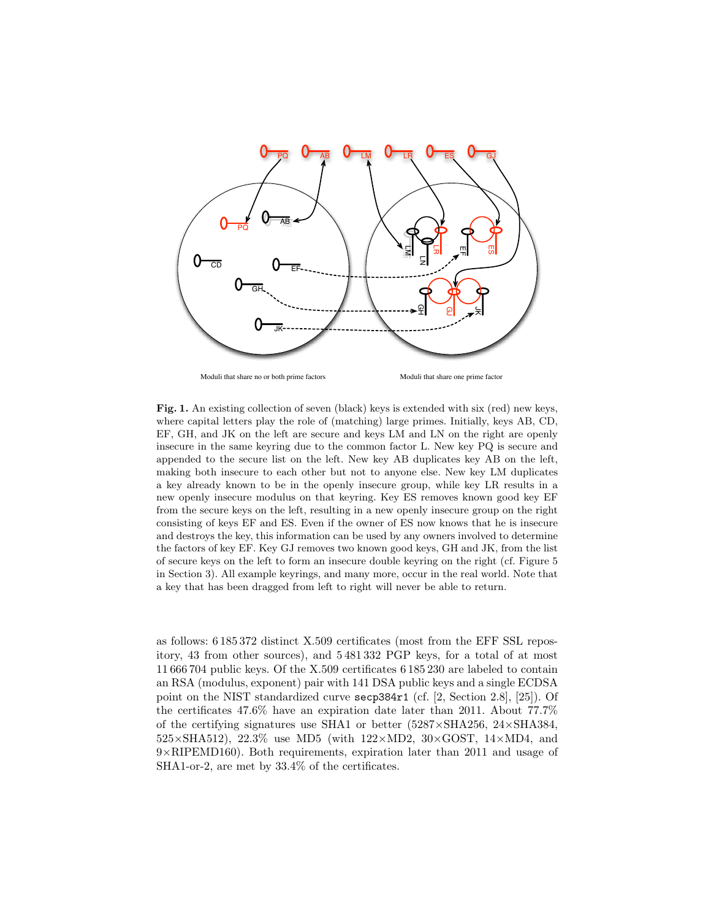Moduli that share no or both prime factors

Moduli that share one prime factor

**Fig. 1.** An existing collection of seven (black) keys is extended with six (red) new keys, where capital letters play the role of (matching) large primes. Initially, keys AB, CD, EF, GH, and JK on the left are secure and keys LM and LN on the right are openly insecure in the same keyring due to the common factor L. New key PQ is secure and appended to the secure list on the left. New key AB duplicates key AB on the left, making both insecure to each other but not to anyone else. New key LM duplicates a key already known to be in the openly insecure group, while key LR results in a new openly insecure modulus on that keyring. Key ES removes known good key EF from the secure keys on the left, resulting in a new openly insecure group on the right consisting of keys EF and ES. Even if the owner of ES now knows that he is insecure and destroys the key, this information can be used by any owners involved to determine the factors of key EF. Key GJ removes two known good keys, GH and JK, from the list of secure keys on the left to form an insecure double keyring on the right (cf. Figure 5 in Section 3). All example keyrings, and many more, occur in the real world. Note that a key that has been dragged from left to right will never be able to return.

as follows: 6 185 372 distinct X.509 certificates (most from the EFF SSL repository, 43 from other sources), and 5 481 332 PGP keys, for a total of at most 11 666 704 public keys. Of the X.509 certificates 6 185 230 are labeled to contain an RSA (modulus, exponent) pair with 141 DSA public keys and a single ECDSA point on the NIST standardized curve `secp384r1` (cf. [2, Section 2.8], [25]). Of the certificates 47.6% have an expiration date later than 2011. About 77.7% of the certifying signatures use SHA1 or better (5287×SHA256, 24×SHA384, 525×SHA512), 22.3% use MD5 (with 122×MD2, 30×GOST, 14×MD4, and 9×RIPEMD160). Both requirements, expiration later than 2011 and usage of SHA1-or-2, are met by 33.4% of the certificates.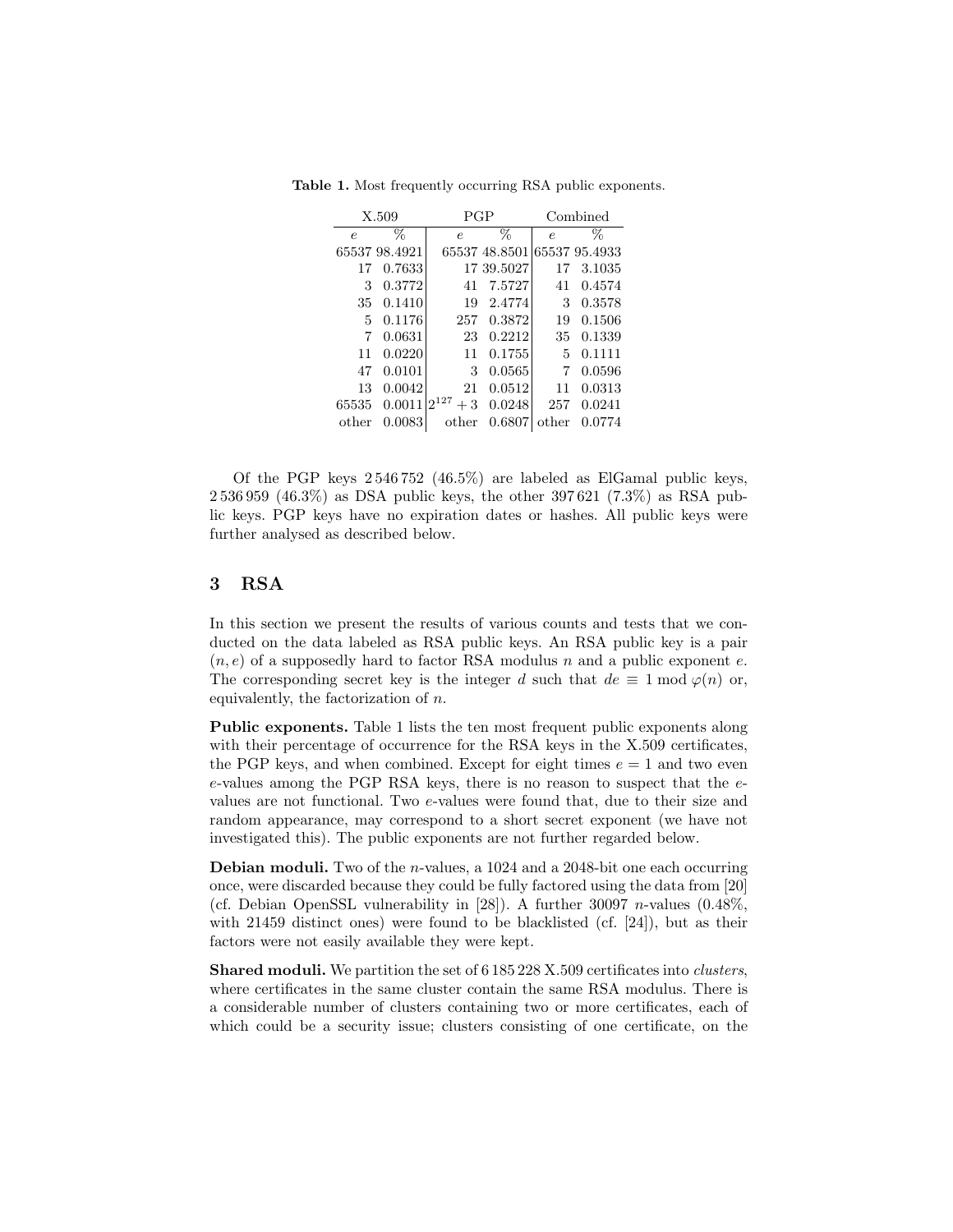**Table 1.** Most frequently occurring RSA public exponents.

| X.509 | | PGP | | Combined | |
|---|---|---|---|---|---|
| $e$ | % | $e$ | % | $e$ | % |
| 65537 | 98.4921 | 65537 | 48.8501 | 65537 | 95.4933 |
| 17 | 0.7633 | 17 | 39.5027 | 17 | 3.1035 |
| 3 | 0.3772 | 41 | 7.5727 | 41 | 0.4574 |
| 35 | 0.1410 | 19 | 2.4774 | 3 | 0.3578 |
| 5 | 0.1176 | 257 | 0.3872 | 19 | 0.1506 |
| 7 | 0.0631 | 23 | 0.2212 | 35 | 0.1339 |
| 11 | 0.0220 | 11 | 0.1755 | 5 | 0.1111 |
| 47 | 0.0101 | 3 | 0.0565 | 7 | 0.0596 |
| 13 | 0.0042 | 21 | 0.0512 | 11 | 0.0313 |
| 65535 | 0.0011 | $2^{127}+3$ | 0.0248 | 257 | 0.0241 |
| other | 0.0083 | other | 0.6807 | other | 0.0774 |

Of the PGP keys 2 546 752 (46.5%) are labeled as ElGamal public keys, 2 536 959 (46.3%) as DSA public keys, the other 397 621 (7.3%) as RSA public keys. PGP keys have no expiration dates or hashes. All public keys were further analysed as described below.

## 3 RSA

In this section we present the results of various counts and tests that we conducted on the data labeled as RSA public keys. An RSA public key is a pair $(n, e)$ of a supposedly hard to factor RSA modulus $n$ and a public exponent $e$. The corresponding secret key is the integer $d$ such that $de \equiv 1 \bmod \varphi(n)$ or, equivalently, the factorization of $n$.

**Public exponents.** Table 1 lists the ten most frequent public exponents along with their percentage of occurrence for the RSA keys in the X.509 certificates, the PGP keys, and when combined. Except for eight times $e = 1$ and two even $e$-values among the PGP RSA keys, there is no reason to suspect that the $e$-values are not functional. Two $e$-values were found that, due to their size and random appearance, may correspond to a short secret exponent (we have not investigated this). The public exponents are not further regarded below.

**Debian moduli.** Two of the $n$-values, a 1024 and a 2048-bit one each occurring once, were discarded because they could be fully factored using the data from [20] (cf. Debian OpenSSL vulnerability in [28]). A further 30097 $n$-values (0.48%, with 21459 distinct ones) were found to be blacklisted (cf. [24]), but as their factors were not easily available they were kept.

**Shared moduli.** We partition the set of 6 185 228 X.509 certificates into *clusters*, where certificates in the same cluster contain the same RSA modulus. There is a considerable number of clusters containing two or more certificates, each of which could be a security issue; clusters consisting of one certificate, on the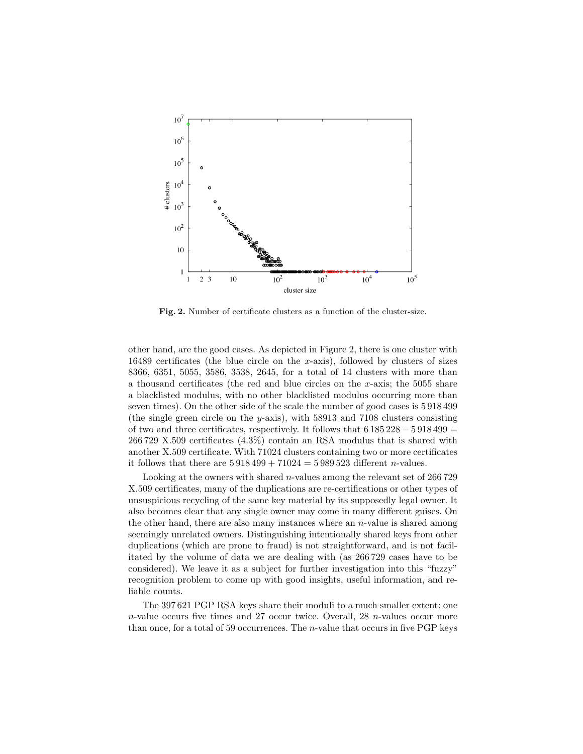**Fig. 2.** Number of certificate clusters as a function of the cluster-size.

other hand, are the good cases. As depicted in Figure 2, there is one cluster with 16489 certificates (the blue circle on the $x$-axis), followed by clusters of sizes 8366, 6351, 5055, 3586, 3538, 2645, for a total of 14 clusters with more than a thousand certificates (the red and blue circles on the $x$-axis; the 5055 share a blacklisted modulus, with no other blacklisted modulus occurring more than seven times). On the other side of the scale the number of good cases is 5 918 499 (the single green circle on the $y$-axis), with 58913 and 7108 clusters consisting of two and three certificates, respectively. It follows that $6\,185\,228 - 5\,918\,499 = 266\,729$ X.509 certificates (4.3%) contain an RSA modulus that is shared with another X.509 certificate. With 71024 clusters containing two or more certificates it follows that there are $5\,918\,499 + 71024 = 5\,989\,523$ different $n$-values.

Looking at the owners with shared $n$-values among the relevant set of 266 729 X.509 certificates, many of the duplications are re-certifications or other types of unsuspicious recycling of the same key material by its supposedly legal owner. It also becomes clear that any single owner may come in many different guises. On the other hand, there are also many instances where an $n$-value is shared among seemingly unrelated owners. Distinguishing intentionally shared keys from other duplications (which are prone to fraud) is not straightforward, and is not facilitated by the volume of data we are dealing with (as 266 729 cases have to be considered). We leave it as a subject for further investigation into this "fuzzy" recognition problem to come up with good insights, useful information, and reliable counts.

The 397 621 PGP RSA keys share their moduli to a much smaller extent: one $n$-value occurs five times and 27 occur twice. Overall, 28 $n$-values occur more than once, for a total of 59 occurrences. The $n$-value that occurs in five PGP keys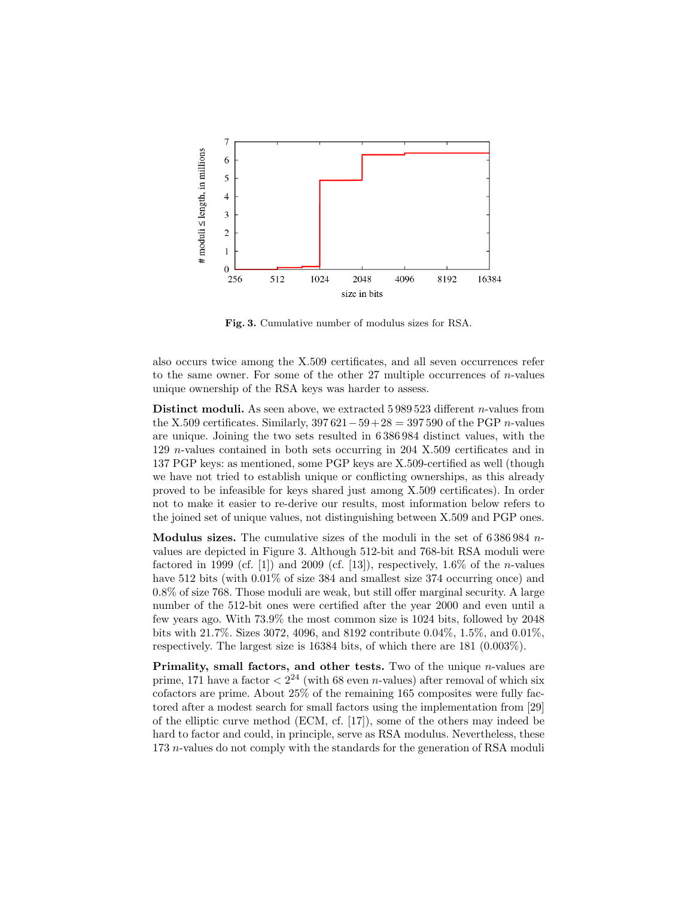Fig. 3. Cumulative number of modulus sizes for RSA.

also occurs twice among the X.509 certificates, and all seven occurrences refer to the same owner. For some of the other 27 multiple occurrences of $n$-values unique ownership of the RSA keys was harder to assess.

**Distinct moduli.** As seen above, we extracted 5 989 523 different $n$-values from the X.509 certificates. Similarly, $397\,621 - 59 + 28 = 397\,590$ of the PGP $n$-values are unique. Joining the two sets resulted in 6 386 984 distinct values, with the 129 $n$-values contained in both sets occurring in 204 X.509 certificates and in 137 PGP keys: as mentioned, some PGP keys are X.509-certified as well (though we have not tried to establish unique or conflicting ownerships, as this already proved to be infeasible for keys shared just among X.509 certificates). In order not to make it easier to re-derive our results, most information below refers to the joined set of unique values, not distinguishing between X.509 and PGP ones.

**Modulus sizes.** The cumulative sizes of the moduli in the set of 6 386 984 $n$-values are depicted in Figure 3. Although 512-bit and 768-bit RSA moduli were factored in 1999 (cf. [1]) and 2009 (cf. [13]), respectively, 1.6% of the $n$-values have 512 bits (with 0.01% of size 384 and smallest size 374 occurring once) and 0.8% of size 768. Those moduli are weak, but still offer marginal security. A large number of the 512-bit ones were certified after the year 2000 and even until a few years ago. With 73.9% the most common size is 1024 bits, followed by 2048 bits with 21.7%. Sizes 3072, 4096, and 8192 contribute 0.04%, 1.5%, and 0.01%, respectively. The largest size is 16384 bits, of which there are 181 (0.003%).

**Primality, small factors, and other tests.** Two of the unique $n$-values are prime, 171 have a factor $< 2^{24}$ (with 68 even $n$-values) after removal of which six cofactors are prime. About 25% of the remaining 165 composites were fully factored after a modest search for small factors using the implementation from [29] of the elliptic curve method (ECM, cf. [17]), some of the others may indeed be hard to factor and could, in principle, serve as RSA modulus. Nevertheless, these 173 $n$-values do not comply with the standards for the generation of RSA moduli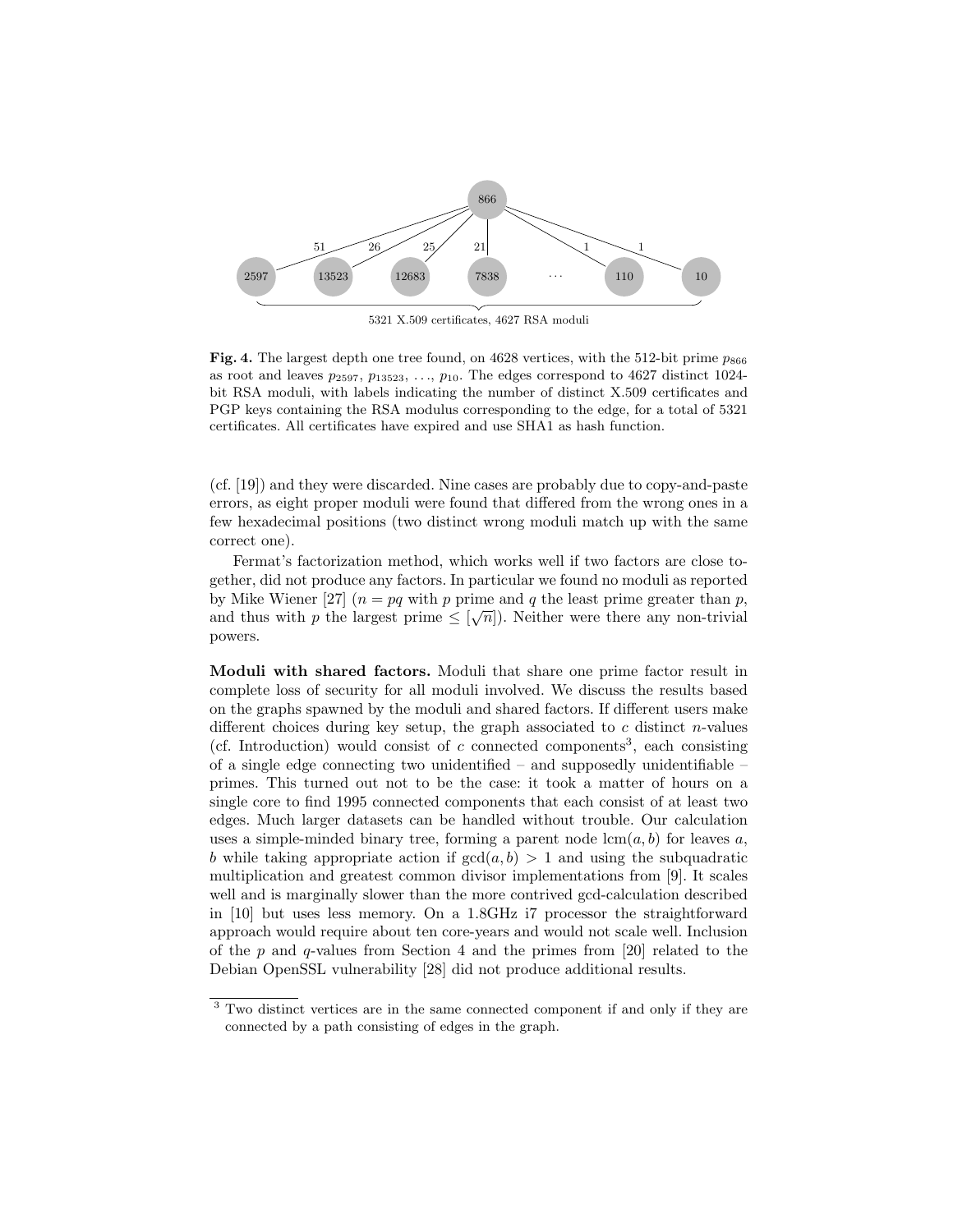866

51 26 25 21 1 1

2597 13523 12683 7838 ... 110 10

5321 X.509 certificates, 4627 RSA moduli

**Fig. 4.** The largest depth one tree found, on 4628 vertices, with the 512-bit prime $p_{866}$ as root and leaves $p_{2597}$, $p_{13523}$, ..., $p_{10}$. The edges correspond to 4627 distinct 1024-bit RSA moduli, with labels indicating the number of distinct X.509 certificates and PGP keys containing the RSA modulus corresponding to the edge, for a total of 5321 certificates. All certificates have expired and use SHA1 as hash function.

(cf. [19]) and they were discarded. Nine cases are probably due to copy-and-paste errors, as eight proper moduli were found that differed from the wrong ones in a few hexadecimal positions (two distinct wrong moduli match up with the same correct one).

Fermat's factorization method, which works well if two factors are close together, did not produce any factors. In particular we found no moduli as reported by Mike Wiener [27] ($n = pq$ with $p$ prime and $q$ the least prime greater than $p$, and thus with $p$ the largest prime $\leq [\sqrt{n}]$). Neither were there any non-trivial powers.

**Moduli with shared factors.** Moduli that share one prime factor result in complete loss of security for all moduli involved. We discuss the results based on the graphs spawned by the moduli and shared factors. If different users make different choices during key setup, the graph associated to $c$ distinct $n$-values (cf. Introduction) would consist of $c$ connected components[3], each consisting of a single edge connecting two unidentified – and supposedly unidentifiable – primes. This turned out not to be the case: it took a matter of hours on a single core to find 1995 connected components that each consist of at least two edges. Much larger datasets can be handled without trouble. Our calculation uses a simple-minded binary tree, forming a parent node $\text{lcm}(a, b)$ for leaves $a$, $b$ while taking appropriate action if $\gcd(a, b) > 1$ and using the subquadratic multiplication and greatest common divisor implementations from [9]. It scales well and is marginally slower than the more contrived gcd-calculation described in [10] but uses less memory. On a 1.8GHz i7 processor the straightforward approach would require about ten core-years and would not scale well. Inclusion of the $p$ and $q$-values from Section 4 and the primes from [20] related to the Debian OpenSSL vulnerability [28] did not produce additional results.

[3] Two distinct vertices are in the same connected component if and only if they are connected by a path consisting of edges in the graph.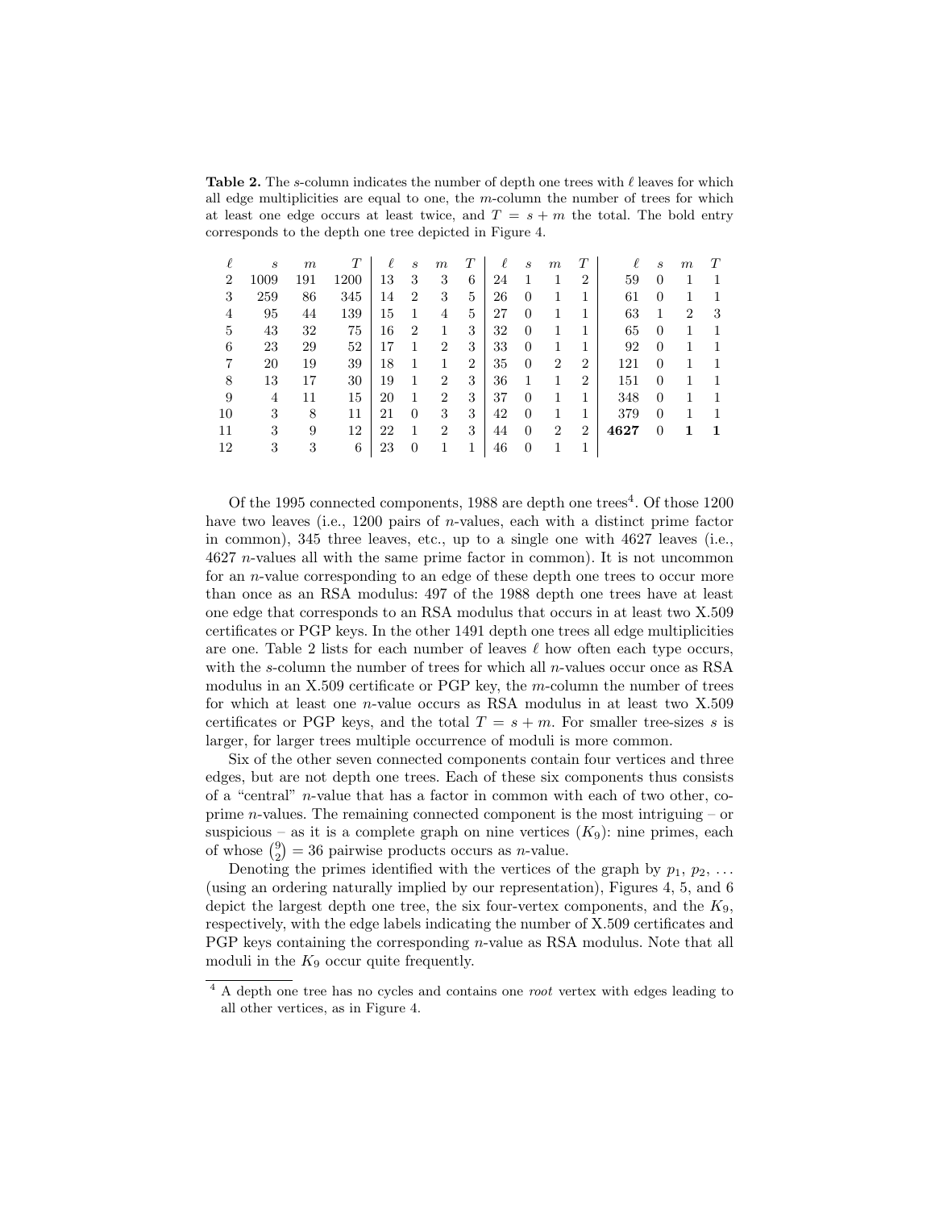**Table 2.** The $s$-column indicates the number of depth one trees with $\ell$ leaves for which all edge multiplicities are equal to one, the $m$-column the number of trees for which at least one edge occurs at least twice, and $T = s + m$ the total. The bold entry corresponds to the depth one tree depicted in Figure 4.

| $\ell$ | $s$ | $m$ | $T$ | $\ell$ | $s$ | $m$ | $T$ | $\ell$ | $s$ | $m$ | $T$ | $\ell$ | $s$ | $m$ | $T$ |
|---|---|---|---|---|---|---|---|---|---|---|---|---|---|---|---|
| 2 | 1009 | 191 | 1200 | 13 | 3 | 3 | 6 | 24 | 1 | 1 | 2 | 59 | 0 | 1 | 1 |
| 3 | 259 | 86 | 345 | 14 | 2 | 3 | 5 | 26 | 0 | 1 | 1 | 61 | 0 | 1 | 1 |
| 4 | 95 | 44 | 139 | 15 | 1 | 4 | 5 | 27 | 0 | 1 | 1 | 63 | 1 | 2 | 3 |
| 5 | 43 | 32 | 75 | 16 | 2 | 1 | 3 | 32 | 0 | 1 | 1 | 65 | 0 | 1 | 1 |
| 6 | 23 | 29 | 52 | 17 | 1 | 2 | 3 | 33 | 0 | 1 | 1 | 92 | 0 | 1 | 1 |
| 7 | 20 | 19 | 39 | 18 | 1 | 1 | 2 | 35 | 0 | 2 | 2 | 121 | 0 | 1 | 1 |
| 8 | 13 | 17 | 30 | 19 | 1 | 2 | 3 | 36 | 1 | 1 | 2 | 151 | 0 | 1 | 1 |
| 9 | 4 | 11 | 15 | 20 | 1 | 2 | 3 | 37 | 0 | 1 | 1 | 348 | 0 | 1 | 1 |
| 10 | 3 | 8 | 11 | 21 | 0 | 3 | 3 | 42 | 0 | 1 | 1 | 379 | 0 | 1 | 1 |
| 11 | 3 | 9 | 12 | 22 | 1 | 2 | 3 | 44 | 0 | 2 | 2 | **4627** | **0** | **1** | **1** |
| 12 | 3 | 3 | 6 | 23 | 0 | 1 | 1 | 46 | 0 | 1 | 1 | | | | |

Of the 1995 connected components, 1988 are depth one trees[4]. Of those 1200 have two leaves (i.e., 1200 pairs of $n$-values, each with a distinct prime factor in common), 345 three leaves, etc., up to a single one with 4627 leaves (i.e., 4627 $n$-values all with the same prime factor in common). It is not uncommon for an $n$-value corresponding to an edge of these depth one trees to occur more than once as an RSA modulus: 497 of the 1988 depth one trees have at least one edge that corresponds to an RSA modulus that occurs in at least two X.509 certificates or PGP keys. In the other 1491 depth one trees all edge multiplicities are one. Table 2 lists for each number of leaves $\ell$ how often each type occurs, with the $s$-column the number of trees for which all $n$-values occur once as RSA modulus in an X.509 certificate or PGP key, the $m$-column the number of trees for which at least one $n$-value occurs as RSA modulus in at least two X.509 certificates or PGP keys, and the total $T = s + m$. For smaller tree-sizes $s$ is larger, for larger trees multiple occurrence of moduli is more common.

Six of the other seven connected components contain four vertices and three edges, but are not depth one trees. Each of these six components thus consists of a "central" $n$-value that has a factor in common with each of two other, co-prime $n$-values. The remaining connected component is the most intriguing – or suspicious – as it is a complete graph on nine vertices ($K_9$): nine primes, each of whose $\binom{9}{2} = 36$ pairwise products occurs as $n$-value.

Denoting the primes identified with the vertices of the graph by $p_1$, $p_2$, ... (using an ordering naturally implied by our representation), Figures 4, 5, and 6 depict the largest depth one tree, the six four-vertex components, and the $K_9$, respectively, with the edge labels indicating the number of X.509 certificates and PGP keys containing the corresponding $n$-value as RSA modulus. Note that all moduli in the $K_9$ occur quite frequently.

[4] A depth one tree has no cycles and contains one *root* vertex with edges leading to all other vertices, as in Figure 4.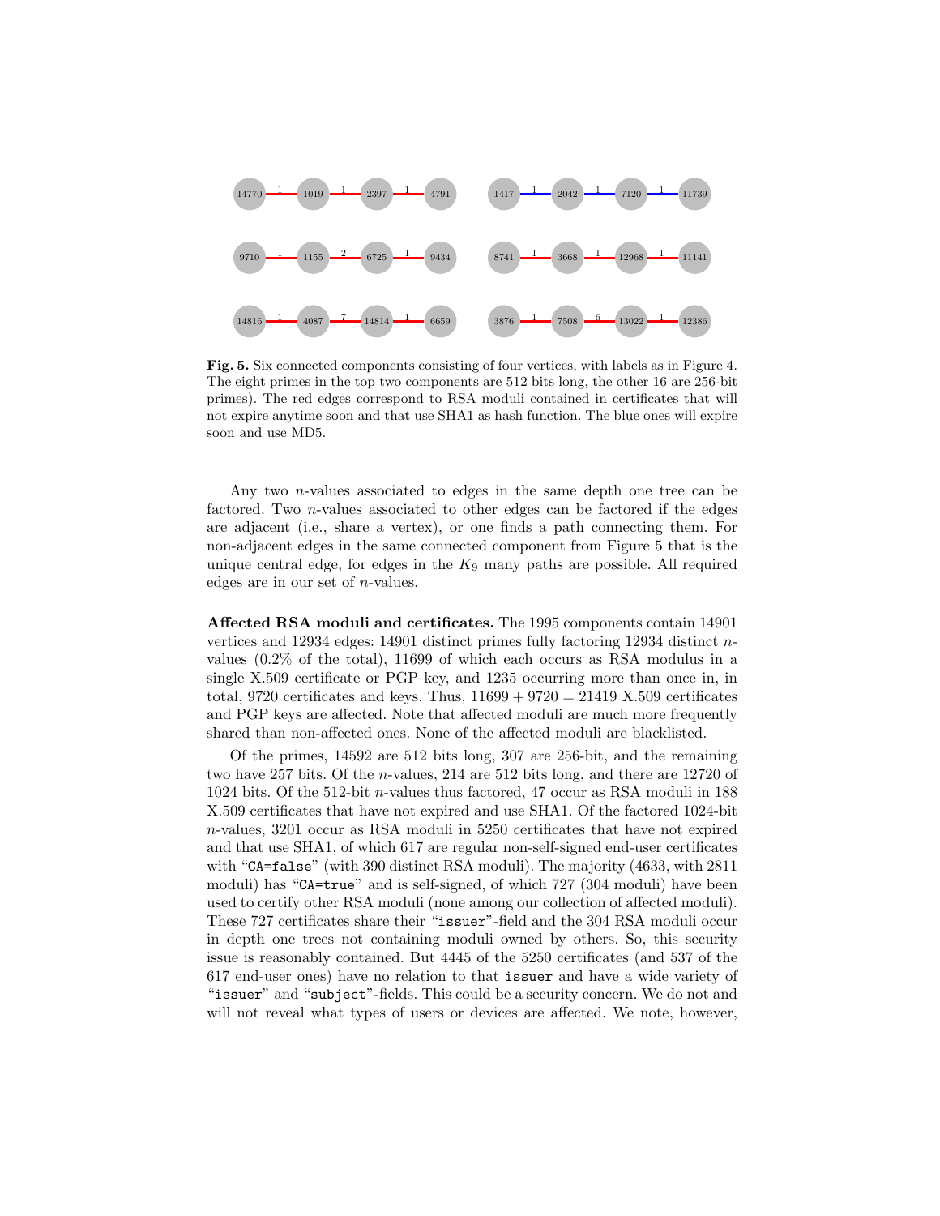**Fig. 5.** Six connected components consisting of four vertices, with labels as in Figure 4. The eight primes in the top two components are 512 bits long, the other 16 are 256-bit primes). The red edges correspond to RSA moduli contained in certificates that will not expire anytime soon and that use SHA1 as hash function. The blue ones will expire soon and use MD5.

Any two $n$-values associated to edges in the same depth one tree can be factored. Two $n$-values associated to other edges can be factored if the edges are adjacent (i.e., share a vertex), or one finds a path connecting them. For non-adjacent edges in the same connected component from Figure 5 that is the unique central edge, for edges in the $K_9$ many paths are possible. All required edges are in our set of $n$-values.

**Affected RSA moduli and certificates.** The 1995 components contain 14901 vertices and 12934 edges: 14901 distinct primes fully factoring 12934 distinct $n$-values (0.2% of the total), 11699 of which each occurs as RSA modulus in a single X.509 certificate or PGP key, and 1235 occurring more than once in, in total, 9720 certificates and keys. Thus, $11699 + 9720 = 21419$ X.509 certificates and PGP keys are affected. Note that affected moduli are much more frequently shared than non-affected ones. None of the affected moduli are blacklisted.

Of the primes, 14592 are 512 bits long, 307 are 256-bit, and the remaining two have 257 bits. Of the $n$-values, 214 are 512 bits long, and there are 12720 of 1024 bits. Of the 512-bit $n$-values thus factored, 47 occur as RSA moduli in 188 X.509 certificates that have not expired and use SHA1. Of the factored 1024-bit $n$-values, 3201 occur as RSA moduli in 5250 certificates that have not expired and that use SHA1, of which 617 are regular non-self-signed end-user certificates with "`CA=false`" (with 390 distinct RSA moduli). The majority (4633, with 2811 moduli) has "`CA=true`" and is self-signed, of which 727 (304 moduli) have been used to certify other RSA moduli (none among our collection of affected moduli). These 727 certificates share their "`issuer`"-field and the 304 RSA moduli occur in depth one trees not containing moduli owned by others. So, this security issue is reasonably contained. But 4445 of the 5250 certificates (and 537 of the 617 end-user ones) have no relation to that `issuer` and have a wide variety of "`issuer`" and "`subject`"-fields. This could be a security concern. We do not and will not reveal what types of users or devices are affected. We note, however,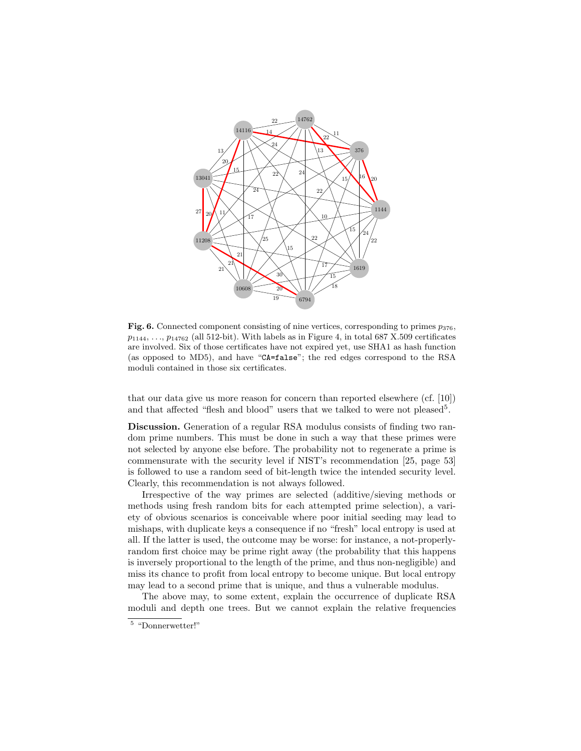**Fig. 6.** Connected component consisting of nine vertices, corresponding to primes $p_{376}$, $p_{1144}$, ..., $p_{14762}$ (all 512-bit). With labels as in Figure 4, in total 687 X.509 certificates are involved. Six of those certificates have not expired yet, use SHA1 as hash function (as opposed to MD5), and have "`CA=false`"; the red edges correspond to the RSA moduli contained in those six certificates.

that our data give us more reason for concern than reported elsewhere (cf. [10]) and that affected "flesh and blood" users that we talked to were not pleased[5].

**Discussion.** Generation of a regular RSA modulus consists of finding two random prime numbers. This must be done in such a way that these primes were not selected by anyone else before. The probability not to regenerate a prime is commensurate with the security level if NIST's recommendation [25, page 53] is followed to use a random seed of bit-length twice the intended security level. Clearly, this recommendation is not always followed.

Irrespective of the way primes are selected (additive/sieving methods or methods using fresh random bits for each attempted prime selection), a variety of obvious scenarios is conceivable where poor initial seeding may lead to mishaps, with duplicate keys a consequence if no "fresh" local entropy is used at all. If the latter is used, the outcome may be worse: for instance, a not-properly-random first choice may be prime right away (the probability that this happens is inversely proportional to the length of the prime, and thus non-negligible) and miss its chance to profit from local entropy to become unique. But local entropy may lead to a second prime that is unique, and thus a vulnerable modulus.

The above may, to some extent, explain the occurrence of duplicate RSA moduli and depth one trees. But we cannot explain the relative frequencies

[5] "Donnerwetter!"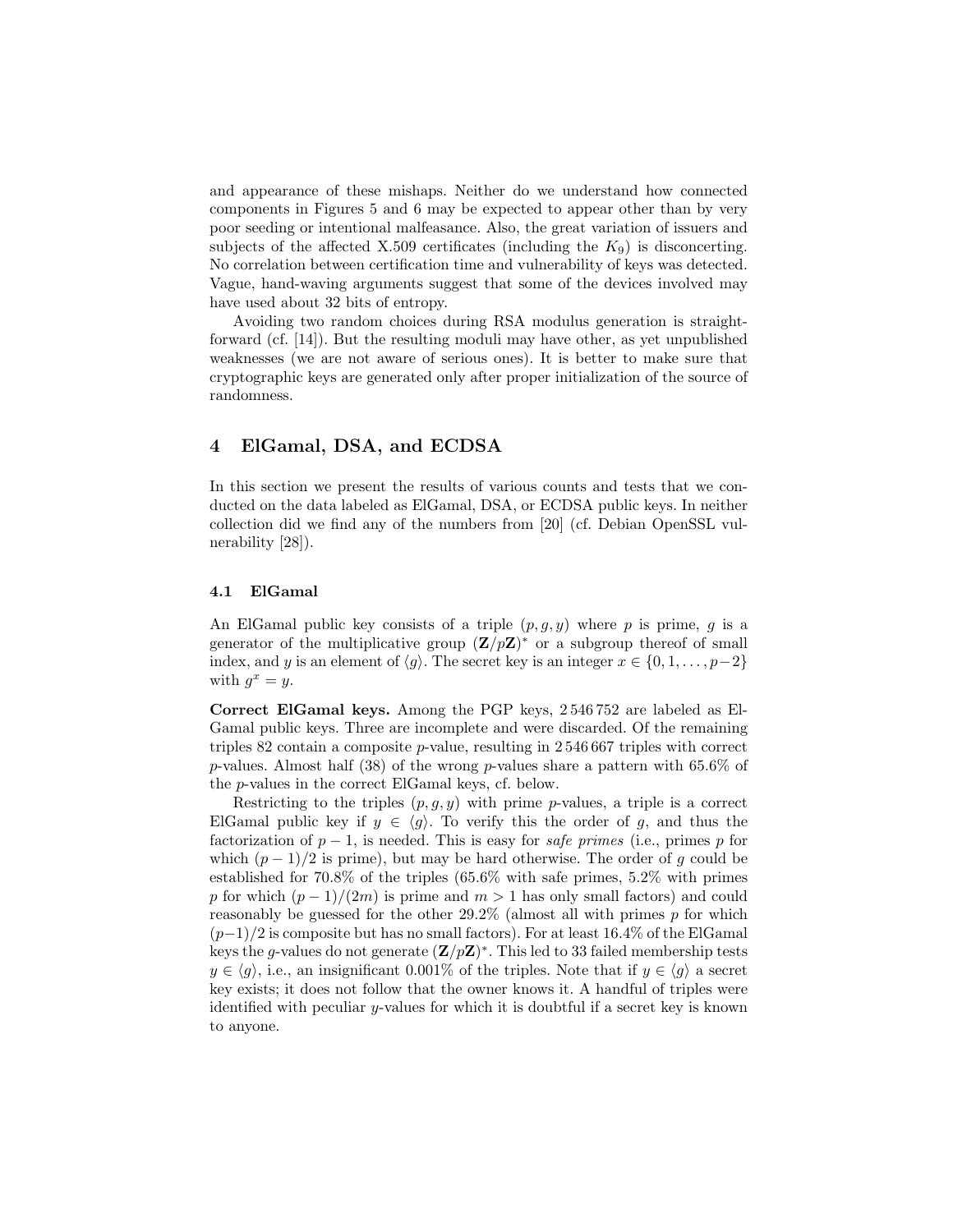and appearance of these mishaps. Neither do we understand how connected components in Figures 5 and 6 may be expected to appear other than by very poor seeding or intentional malfeasance. Also, the great variation of issuers and subjects of the affected X.509 certificates (including the $K_9$) is disconcerting. No correlation between certification time and vulnerability of keys was detected. Vague, hand-waving arguments suggest that some of the devices involved may have used about 32 bits of entropy.

Avoiding two random choices during RSA modulus generation is straightforward (cf. [14]). But the resulting moduli may have other, as yet unpublished weaknesses (we are not aware of serious ones). It is better to make sure that cryptographic keys are generated only after proper initialization of the source of randomness.

## 4 ElGamal, DSA, and ECDSA

In this section we present the results of various counts and tests that we conducted on the data labeled as ElGamal, DSA, or ECDSA public keys. In neither collection did we find any of the numbers from [20] (cf. Debian OpenSSL vulnerability [28]).

### 4.1 ElGamal

An ElGamal public key consists of a triple $(p, g, y)$ where $p$ is prime, $g$ is a generator of the multiplicative group $(\mathbf{Z}/p\mathbf{Z})^*$ or a subgroup thereof of small index, and $y$ is an element of $\langle g \rangle$. The secret key is an integer $x \in \{0, 1, \ldots, p-2\}$ with $g^x = y$.

**Correct ElGamal keys.** Among the PGP keys, 2 546 752 are labeled as ElGamal public keys. Three are incomplete and were discarded. Of the remaining triples 82 contain a composite $p$-value, resulting in 2 546 667 triples with correct $p$-values. Almost half (38) of the wrong $p$-values share a pattern with 65.6% of the $p$-values in the correct ElGamal keys, cf. below.

Restricting to the triples $(p, g, y)$ with prime $p$-values, a triple is a correct ElGamal public key if $y \in \langle g \rangle$. To verify this the order of $g$, and thus the factorization of $p-1$, is needed. This is easy for *safe primes* (i.e., primes $p$ for which $(p-1)/2$ is prime), but may be hard otherwise. The order of $g$ could be established for 70.8% of the triples (65.6% with safe primes, 5.2% with primes $p$ for which $(p-1)/(2m)$ is prime and $m > 1$ has only small factors) and could reasonably be guessed for the other 29.2% (almost all with primes $p$ for which $(p-1)/2$ is composite but has no small factors). For at least 16.4% of the ElGamal keys the $g$-values do not generate $(\mathbf{Z}/p\mathbf{Z})^*$. This led to 33 failed membership tests $y \in \langle g \rangle$, i.e., an insignificant 0.001% of the triples. Note that if $y \in \langle g \rangle$ a secret key exists; it does not follow that the owner knows it. A handful of triples were identified with peculiar $y$-values for which it is doubtful if a secret key is known to anyone.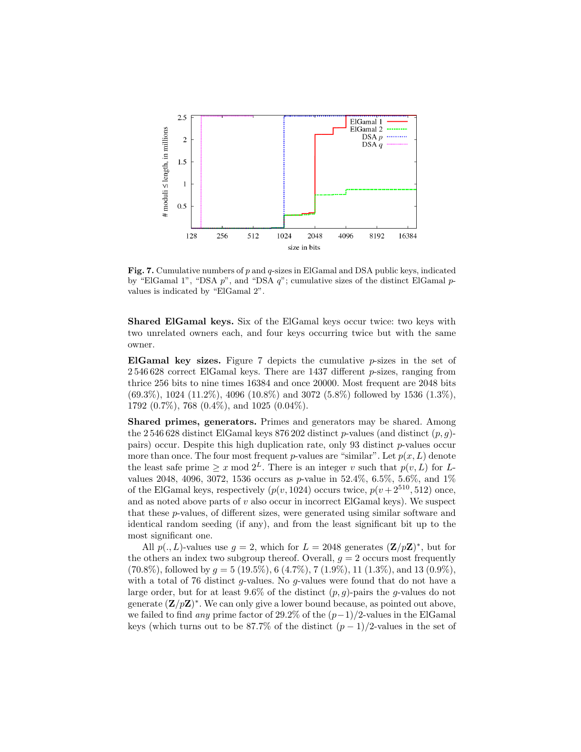**Fig. 7.** Cumulative numbers of $p$ and $q$-sizes in ElGamal and DSA public keys, indicated by "ElGamal 1", "DSA $p$", and "DSA $q$"; cumulative sizes of the distinct ElGamal $p$-values is indicated by "ElGamal 2".

**Shared ElGamal keys.** Six of the ElGamal keys occur twice: two keys with two unrelated owners each, and four keys occurring twice but with the same owner.

**ElGamal key sizes.** Figure 7 depicts the cumulative $p$-sizes in the set of 2 546 628 correct ElGamal keys. There are 1437 different $p$-sizes, ranging from thrice 256 bits to nine times 16384 and once 20000. Most frequent are 2048 bits (69.3%), 1024 (11.2%), 4096 (10.8%) and 3072 (5.8%) followed by 1536 (1.3%), 1792 (0.7%), 768 (0.4%), and 1025 (0.04%).

**Shared primes, generators.** Primes and generators may be shared. Among the 2 546 628 distinct ElGamal keys 876 202 distinct $p$-values (and distinct $(p, g)$-pairs) occur. Despite this high duplication rate, only 93 distinct $p$-values occur more than once. The four most frequent $p$-values are "similar". Let $p(x, L)$ denote the least safe prime $\geq x \bmod 2^L$. There is an integer $v$ such that $p(v, L)$ for $L$-values 2048, 4096, 3072, 1536 occurs as $p$-value in 52.4%, 6.5%, 5.6%, and 1% of the ElGamal keys, respectively ($p(v, 1024)$ occurs twice, $p(v + 2^{510}, 512)$ once, and as noted above parts of $v$ also occur in incorrect ElGamal keys). We suspect that these $p$-values, of different sizes, were generated using similar software and identical random seeding (if any), and from the least significant bit up to the most significant one.

All $p(., L)$-values use $g = 2$, which for $L = 2048$ generates $(\mathbf{Z}/p\mathbf{Z})^*$, but for the others an index two subgroup thereof. Overall, $g = 2$ occurs most frequently (70.8%), followed by $g = 5$ (19.5%), 6 (4.7%), 7 (1.9%), 11 (1.3%), and 13 (0.9%), with a total of 76 distinct $g$-values. No $g$-values were found that do not have a large order, but for at least 9.6% of the distinct $(p, g)$-pairs the $g$-values do not generate $(\mathbf{Z}/p\mathbf{Z})^*$. We can only give a lower bound because, as pointed out above, we failed to find *any* prime factor of 29.2% of the $(p-1)/2$-values in the ElGamal keys (which turns out to be 87.7% of the distinct $(p-1)/2$-values in the set of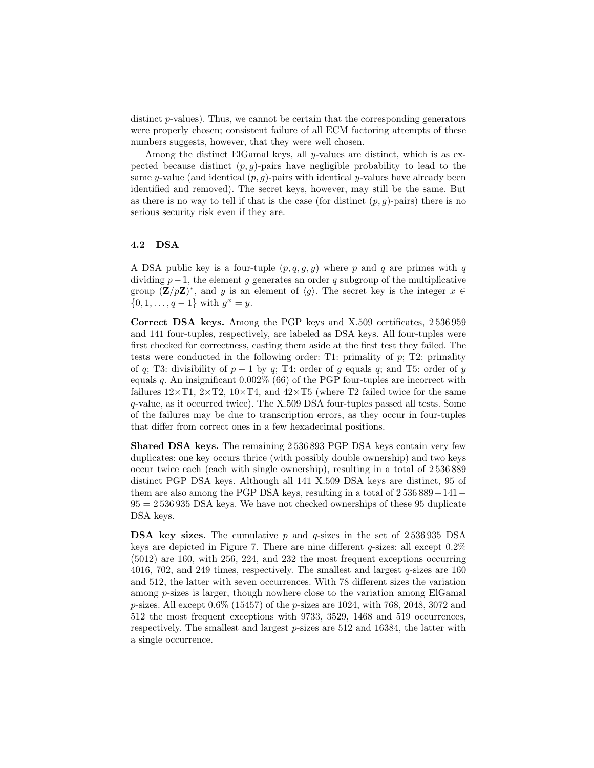distinct $p$-values). Thus, we cannot be certain that the corresponding generators were properly chosen; consistent failure of all ECM factoring attempts of these numbers suggests, however, that they were well chosen.

Among the distinct ElGamal keys, all $y$-values are distinct, which is as expected because distinct $(p, g)$-pairs have negligible probability to lead to the same $y$-value (and identical $(p, g)$-pairs with identical $y$-values have already been identified and removed). The secret keys, however, may still be the same. But as there is no way to tell if that is the case (for distinct $(p, g)$-pairs) there is no serious security risk even if they are.

### 4.2 DSA

A DSA public key is a four-tuple $(p, q, g, y)$ where $p$ and $q$ are primes with $q$ dividing $p-1$, the element $g$ generates an order $q$ subgroup of the multiplicative group $(\mathbf{Z}/p\mathbf{Z})^*$, and $y$ is an element of $\langle g \rangle$. The secret key is the integer $x \in \{0, 1, \ldots, q-1\}$ with $g^x = y$.

**Correct DSA keys.** Among the PGP keys and X.509 certificates, 2 536 959 and 141 four-tuples, respectively, are labeled as DSA keys. All four-tuples were first checked for correctness, casting them aside at the first test they failed. The tests were conducted in the following order: T1: primality of $p$; T2: primality of $q$; T3: divisibility of $p-1$ by $q$; T4: order of $g$ equals $q$; and T5: order of $y$ equals $q$. An insignificant 0.002% (66) of the PGP four-tuples are incorrect with failures 12×T1, 2×T2, 10×T4, and 42×T5 (where T2 failed twice for the same $q$-value, as it occurred twice). The X.509 DSA four-tuples passed all tests. Some of the failures may be due to transcription errors, as they occur in four-tuples that differ from correct ones in a few hexadecimal positions.

**Shared DSA keys.** The remaining 2 536 893 PGP DSA keys contain very few duplicates: one key occurs thrice (with possibly double ownership) and two keys occur twice each (each with single ownership), resulting in a total of 2 536 889 distinct PGP DSA keys. Although all 141 X.509 DSA keys are distinct, 95 of them are also among the PGP DSA keys, resulting in a total of $2\,536\,889 + 141 - 95 = 2\,536\,935$ DSA keys. We have not checked ownerships of these 95 duplicate DSA keys.

**DSA key sizes.** The cumulative $p$ and $q$-sizes in the set of 2 536 935 DSA keys are depicted in Figure 7. There are nine different $q$-sizes: all except 0.2% (5012) are 160, with 256, 224, and 232 the most frequent exceptions occurring 4016, 702, and 249 times, respectively. The smallest and largest $q$-sizes are 160 and 512, the latter with seven occurrences. With 78 different sizes the variation among $p$-sizes is larger, though nowhere close to the variation among ElGamal $p$-sizes. All except 0.6% (15457) of the $p$-sizes are 1024, with 768, 2048, 3072 and 512 the most frequent exceptions with 9733, 3529, 1468 and 519 occurrences, respectively. The smallest and largest $p$-sizes are 512 and 16384, the latter with a single occurrence.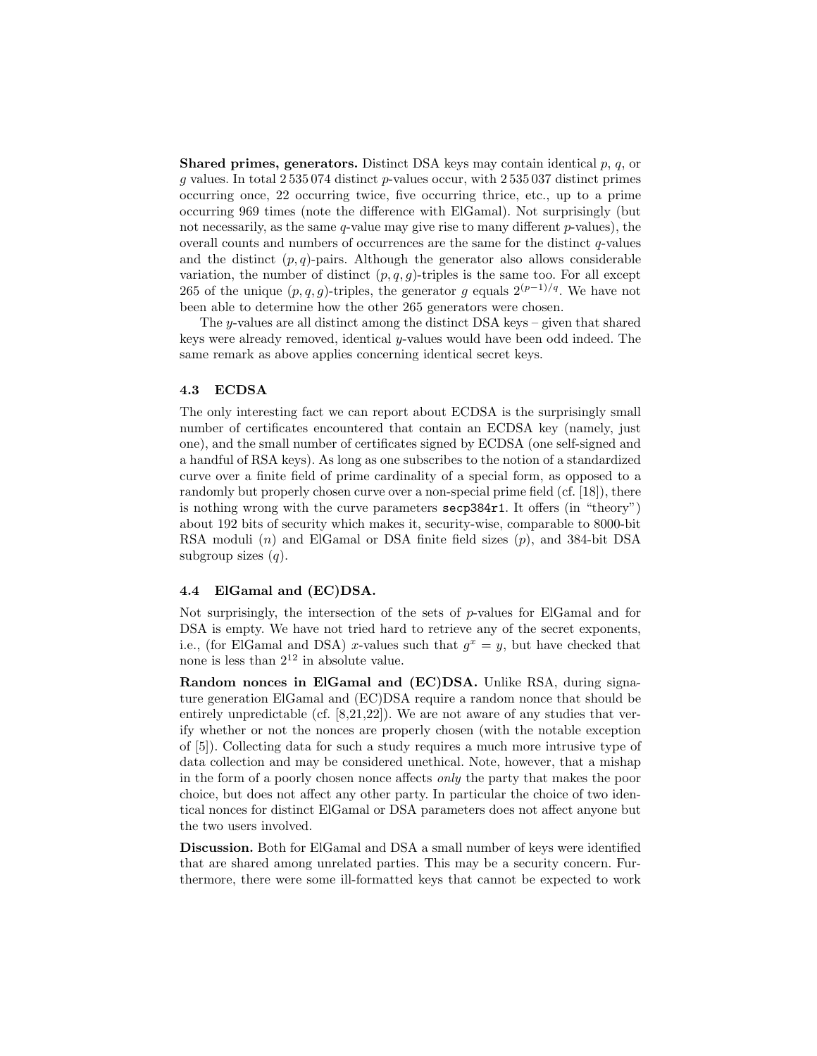**Shared primes, generators.** Distinct DSA keys may contain identical $p$, $q$, or $g$ values. In total 2 535 074 distinct $p$-values occur, with 2 535 037 distinct primes occurring once, 22 occurring twice, five occurring thrice, etc., up to a prime occurring 969 times (note the difference with ElGamal). Not surprisingly (but not necessarily, as the same $q$-value may give rise to many different $p$-values), the overall counts and numbers of occurrences are the same for the distinct $q$-values and the distinct $(p, q)$-pairs. Although the generator also allows considerable variation, the number of distinct $(p, q, g)$-triples is the same too. For all except 265 of the unique $(p, q, g)$-triples, the generator $g$ equals $2^{(p-1)/q}$. We have not been able to determine how the other 265 generators were chosen.

The $y$-values are all distinct among the distinct DSA keys – given that shared keys were already removed, identical $y$-values would have been odd indeed. The same remark as above applies concerning identical secret keys.

### 4.3 ECDSA

The only interesting fact we can report about ECDSA is the surprisingly small number of certificates encountered that contain an ECDSA key (namely, just one), and the small number of certificates signed by ECDSA (one self-signed and a handful of RSA keys). As long as one subscribes to the notion of a standardized curve over a finite field of prime cardinality of a special form, as opposed to a randomly but properly chosen curve over a non-special prime field (cf. [18]), there is nothing wrong with the curve parameters `secp384r1`. It offers (in "theory") about 192 bits of security which makes it, security-wise, comparable to 8000-bit RSA moduli ($n$) and ElGamal or DSA finite field sizes ($p$), and 384-bit DSA subgroup sizes ($q$).

### 4.4 ElGamal and (EC)DSA.

Not surprisingly, the intersection of the sets of $p$-values for ElGamal and for DSA is empty. We have not tried hard to retrieve any of the secret exponents, i.e., (for ElGamal and DSA) $x$-values such that $g^x = y$, but have checked that none is less than $2^{12}$ in absolute value.

**Random nonces in ElGamal and (EC)DSA.** Unlike RSA, during signature generation ElGamal and (EC)DSA require a random nonce that should be entirely unpredictable (cf. [8,21,22]). We are not aware of any studies that verify whether or not the nonces are properly chosen (with the notable exception of [5]). Collecting data for such a study requires a much more intrusive type of data collection and may be considered unethical. Note, however, that a mishap in the form of a poorly chosen nonce affects *only* the party that makes the poor choice, but does not affect any other party. In particular the choice of two identical nonces for distinct ElGamal or DSA parameters does not affect anyone but the two users involved.

**Discussion.** Both for ElGamal and DSA a small number of keys were identified that are shared among unrelated parties. This may be a security concern. Furthermore, there were some ill-formatted keys that cannot be expected to work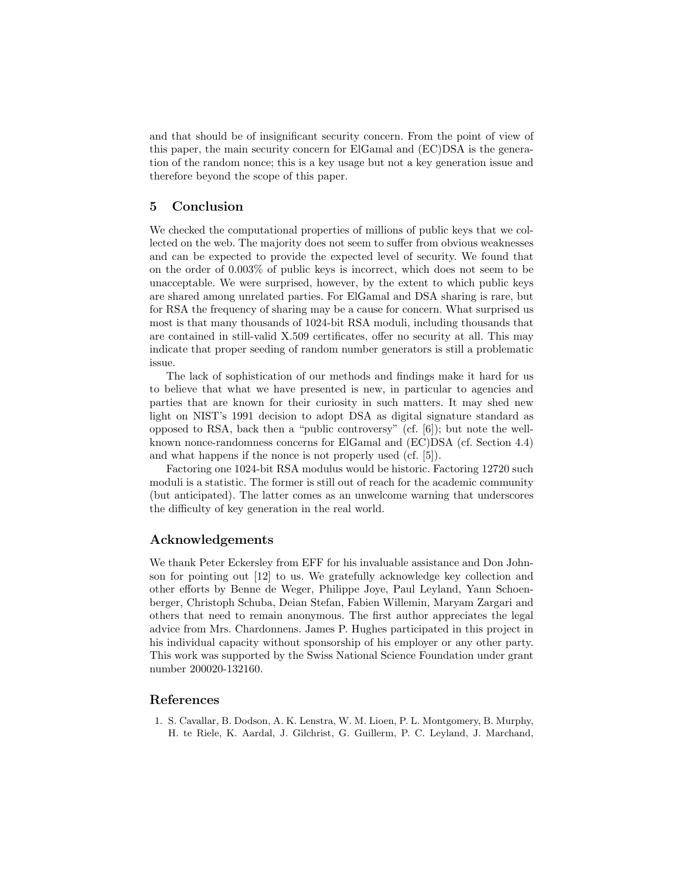and that should be of insignificant security concern. From the point of view of this paper, the main security concern for ElGamal and (EC)DSA is the generation of the random nonce; this is a key usage but not a key generation issue and therefore beyond the scope of this paper.

## 5 Conclusion

We checked the computational properties of millions of public keys that we collected on the web. The majority does not seem to suffer from obvious weaknesses and can be expected to provide the expected level of security. We found that on the order of 0.003% of public keys is incorrect, which does not seem to be unacceptable. We were surprised, however, by the extent to which public keys are shared among unrelated parties. For ElGamal and DSA sharing is rare, but for RSA the frequency of sharing may be a cause for concern. What surprised us most is that many thousands of 1024-bit RSA moduli, including thousands that are contained in still-valid X.509 certificates, offer no security at all. This may indicate that proper seeding of random number generators is still a problematic issue.

The lack of sophistication of our methods and findings make it hard for us to believe that what we have presented is new, in particular to agencies and parties that are known for their curiosity in such matters. It may shed new light on NIST's 1991 decision to adopt DSA as digital signature standard as opposed to RSA, back then a "public controversy" (cf. [6]); but note the well-known nonce-randomness concerns for ElGamal and (EC)DSA (cf. Section 4.4) and what happens if the nonce is not properly used (cf. [5]).

Factoring one 1024-bit RSA modulus would be historic. Factoring 12720 such moduli is a statistic. The former is still out of reach for the academic community (but anticipated). The latter comes as an unwelcome warning that underscores the difficulty of key generation in the real world.

## Acknowledgements

We thank Peter Eckersley from EFF for his invaluable assistance and Don Johnson for pointing out [12] to us. We gratefully acknowledge key collection and other efforts by Benne de Weger, Philippe Joye, Paul Leyland, Yann Schoenberger, Christoph Schuba, Deian Stefan, Fabien Willemin, Maryam Zargari and others that need to remain anonymous. The first author appreciates the legal advice from Mrs. Chardonnens. James P. Hughes participated in this project in his individual capacity without sponsorship of his employer or any other party. This work was supported by the Swiss National Science Foundation under grant number 200020-132160.

## References

1. S. Cavallar, B. Dodson, A. K. Lenstra, W. M. Lioen, P. L. Montgomery, B. Murphy, H. te Riele, K. Aardal, J. Gilchrist, G. Guillerm, P. C. Leyland, J. Marchand,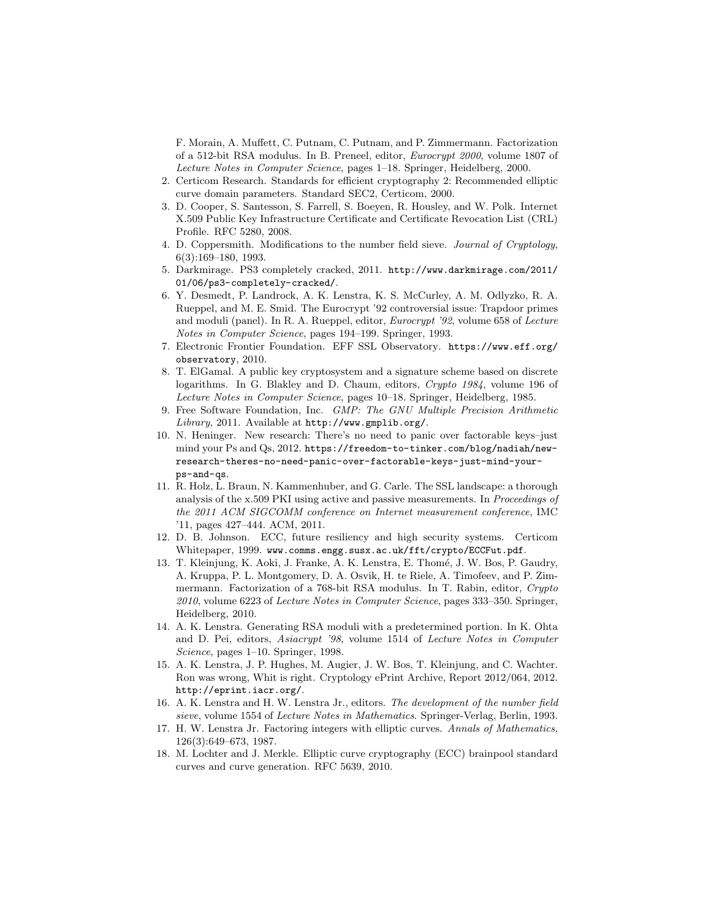F. Morain, A. Muffett, C. Putnam, C. Putnam, and P. Zimmermann. Factorization of a 512-bit RSA modulus. In B. Preneel, editor, *Eurocrypt 2000*, volume 1807 of *Lecture Notes in Computer Science*, pages 1–18. Springer, Heidelberg, 2000.

2. Certicom Research. Standards for efficient cryptography 2: Recommended elliptic curve domain parameters. Standard SEC2, Certicom, 2000.
3. D. Cooper, S. Santesson, S. Farrell, S. Boeyen, R. Housley, and W. Polk. Internet X.509 Public Key Infrastructure Certificate and Certificate Revocation List (CRL) Profile. RFC 5280, 2008.
4. D. Coppersmith. Modifications to the number field sieve. *Journal of Cryptology*, 6(3):169–180, 1993.
5. Darkmirage. PS3 completely cracked, 2011. `http://www.darkmirage.com/2011/01/06/ps3-completely-cracked/`.
6. Y. Desmedt, P. Landrock, A. K. Lenstra, K. S. McCurley, A. M. Odlyzko, R. A. Rueppel, and M. E. Smid. The Eurocrypt '92 controversial issue: Trapdoor primes and moduli (panel). In R. A. Rueppel, editor, *Eurocrypt '92*, volume 658 of *Lecture Notes in Computer Science*, pages 194–199. Springer, 1993.
7. Electronic Frontier Foundation. EFF SSL Observatory. `https://www.eff.org/observatory`, 2010.
8. T. ElGamal. A public key cryptosystem and a signature scheme based on discrete logarithms. In G. Blakley and D. Chaum, editors, *Crypto 1984*, volume 196 of *Lecture Notes in Computer Science*, pages 10–18. Springer, Heidelberg, 1985.
9. Free Software Foundation, Inc. *GMP: The GNU Multiple Precision Arithmetic Library*, 2011. Available at `http://www.gmplib.org/`.
10. N. Heninger. New research: There's no need to panic over factorable keys–just mind your Ps and Qs, 2012. `https://freedom-to-tinker.com/blog/nadiah/new-research-theres-no-need-panic-over-factorable-keys-just-mind-your-ps-and-qs`.
11. R. Holz, L. Braun, N. Kammenhuber, and G. Carle. The SSL landscape: a thorough analysis of the x.509 PKI using active and passive measurements. In *Proceedings of the 2011 ACM SIGCOMM conference on Internet measurement conference*, IMC '11, pages 427–444. ACM, 2011.
12. D. B. Johnson. ECC, future resiliency and high security systems. Certicom Whitepaper, 1999. `www.comms.engg.susx.ac.uk/fft/crypto/ECCFut.pdf`.
13. T. Kleinjung, K. Aoki, J. Franke, A. K. Lenstra, E. Thomé, J. W. Bos, P. Gaudry, A. Kruppa, P. L. Montgomery, D. A. Osvik, H. te Riele, A. Timofeev, and P. Zimmermann. Factorization of a 768-bit RSA modulus. In T. Rabin, editor, *Crypto 2010*, volume 6223 of *Lecture Notes in Computer Science*, pages 333–350. Springer, Heidelberg, 2010.
14. A. K. Lenstra. Generating RSA moduli with a predetermined portion. In K. Ohta and D. Pei, editors, *Asiacrypt '98*, volume 1514 of *Lecture Notes in Computer Science*, pages 1–10. Springer, 1998.
15. A. K. Lenstra, J. P. Hughes, M. Augier, J. W. Bos, T. Kleinjung, and C. Wachter. Ron was wrong, Whit is right. Cryptology ePrint Archive, Report 2012/064, 2012. `http://eprint.iacr.org/`.
16. A. K. Lenstra and H. W. Lenstra Jr., editors. *The development of the number field sieve*, volume 1554 of *Lecture Notes in Mathematics*. Springer-Verlag, Berlin, 1993.
17. H. W. Lenstra Jr. Factoring integers with elliptic curves. *Annals of Mathematics*, 126(3):649–673, 1987.
18. M. Lochter and J. Merkle. Elliptic curve cryptography (ECC) brainpool standard curves and curve generation. RFC 5639, 2010.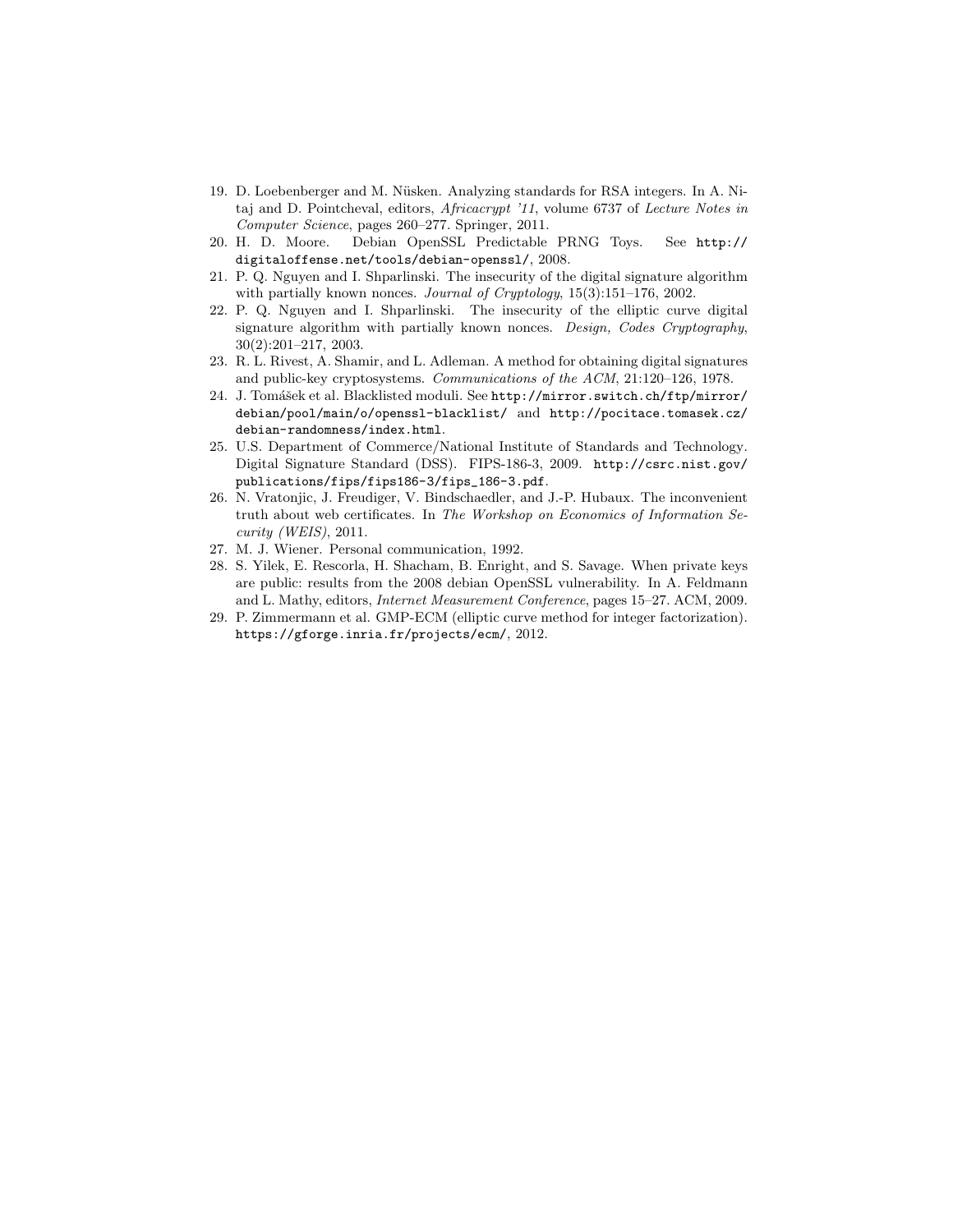19. D. Loebenberger and M. Nüsken. Analyzing standards for RSA integers. In A. Nitaj and D. Pointcheval, editors, *Africacrypt '11*, volume 6737 of *Lecture Notes in Computer Science*, pages 260–277. Springer, 2011.
20. H. D. Moore. Debian OpenSSL Predictable PRNG Toys. See `http://digitaloffense.net/tools/debian-openssl/`, 2008.
21. P. Q. Nguyen and I. Shparlinski. The insecurity of the digital signature algorithm with partially known nonces. *Journal of Cryptology*, 15(3):151–176, 2002.
22. P. Q. Nguyen and I. Shparlinski. The insecurity of the elliptic curve digital signature algorithm with partially known nonces. *Design, Codes Cryptography*, 30(2):201–217, 2003.
23. R. L. Rivest, A. Shamir, and L. Adleman. A method for obtaining digital signatures and public-key cryptosystems. *Communications of the ACM*, 21:120–126, 1978.
24. J. Tomášek et al. Blacklisted moduli. See `http://mirror.switch.ch/ftp/mirror/debian/pool/main/o/openssl-blacklist/` and `http://pocitace.tomasek.cz/debian-randomness/index.html`.
25. U.S. Department of Commerce/National Institute of Standards and Technology. Digital Signature Standard (DSS). FIPS-186-3, 2009. `http://csrc.nist.gov/publications/fips/fips186-3/fips_186-3.pdf`.
26. N. Vratonjic, J. Freudiger, V. Bindschaedler, and J.-P. Hubaux. The inconvenient truth about web certificates. In *The Workshop on Economics of Information Security (WEIS)*, 2011.
27. M. J. Wiener. Personal communication, 1992.
28. S. Yilek, E. Rescorla, H. Shacham, B. Enright, and S. Savage. When private keys are public: results from the 2008 debian OpenSSL vulnerability. In A. Feldmann and L. Mathy, editors, *Internet Measurement Conference*, pages 15–27. ACM, 2009.
29. P. Zimmermann et al. GMP-ECM (elliptic curve method for integer factorization). `https://gforge.inria.fr/projects/ecm/`, 2012.